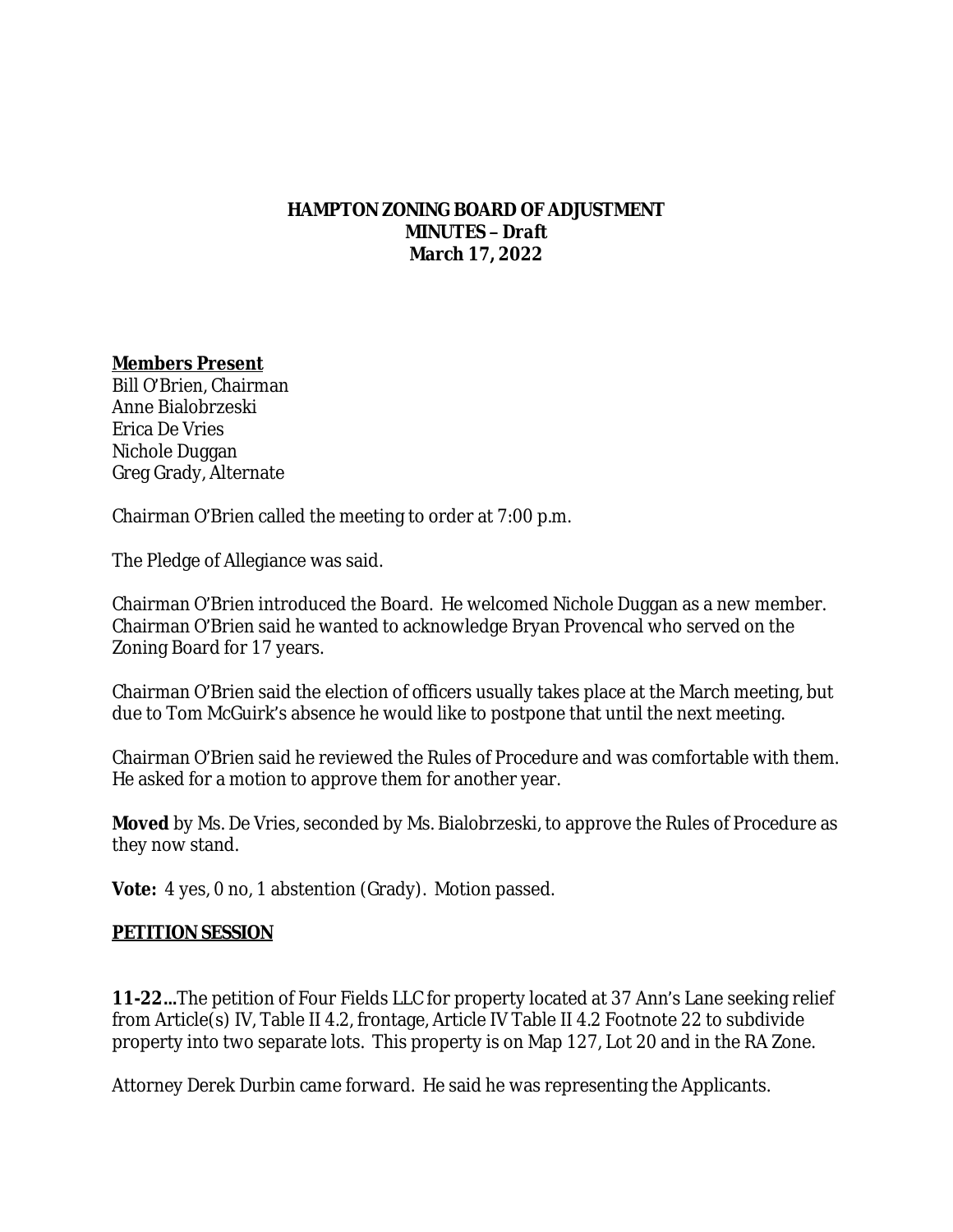# HAMPTON ZONING BOARD OF ADJUSTMENT
## MINUTES – Draft
## March 17, 2022

**Members Present**
Bill O'Brien, Chairman
Anne Bialobrzeski
Erica De Vries
Nichole Duggan
Greg Grady, Alternate

Chairman O'Brien called the meeting to order at 7:00 p.m.

The Pledge of Allegiance was said.

Chairman O'Brien introduced the Board. He welcomed Nichole Duggan as a new member. Chairman O'Brien said he wanted to acknowledge Bryan Provencal who served on the Zoning Board for 17 years.

Chairman O'Brien said the election of officers usually takes place at the March meeting, but due to Tom McGuirk's absence he would like to postpone that until the next meeting.

Chairman O'Brien said he reviewed the Rules of Procedure and was comfortable with them. He asked for a motion to approve them for another year.

**Moved** by Ms. De Vries, seconded by Ms. Bialobrzeski, to approve the Rules of Procedure as they now stand.

**Vote:** 4 yes, 0 no, 1 abstention (Grady). Motion passed.

**PETITION SESSION**

**11-22…**The petition of Four Fields LLC for property located at 37 Ann's Lane seeking relief from Article(s) IV, Table II 4.2, frontage, Article IV Table II 4.2 Footnote 22 to subdivide property into two separate lots. This property is on Map 127, Lot 20 and in the RA Zone.

Attorney Derek Durbin came forward. He said he was representing the Applicants.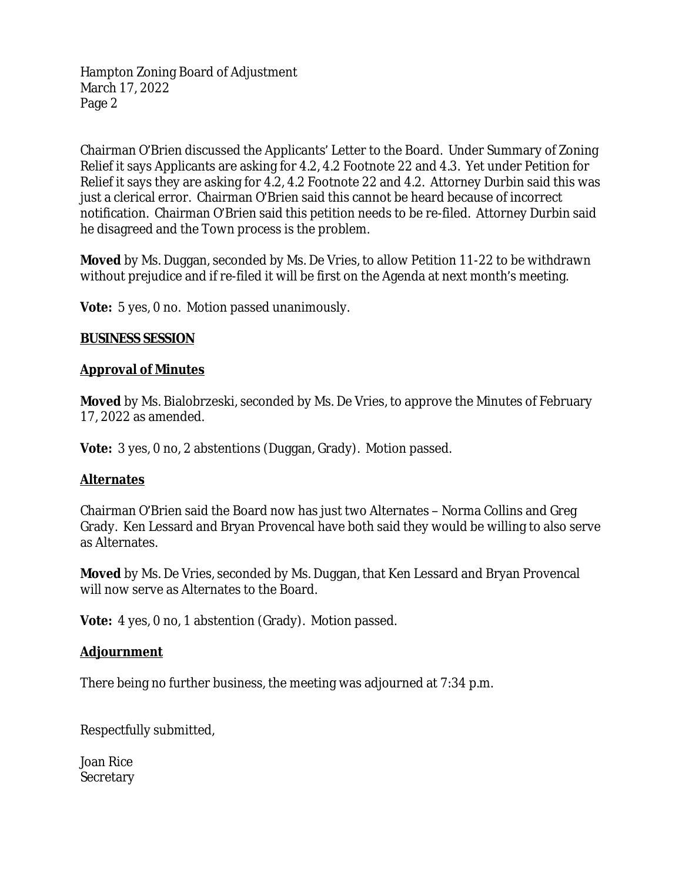Chairman O'Brien discussed the Applicants' Letter to the Board. Under Summary of Zoning Relief it says Applicants are asking for 4.2, 4.2 Footnote 22 and 4.3. Yet under Petition for Relief it says they are asking for 4.2, 4.2 Footnote 22 and 4.2. Attorney Durbin said this was just a clerical error. Chairman O'Brien said this cannot be heard because of incorrect notification. Chairman O'Brien said this petition needs to be re-filed. Attorney Durbin said he disagreed and the Town process is the problem.

**Moved** by Ms. Duggan, seconded by Ms. De Vries, to allow Petition 11-22 to be withdrawn without prejudice and if re-filed it will be first on the Agenda at next month's meeting.

**Vote:** 5 yes, 0 no. Motion passed unanimously.

## BUSINESS SESSION

### Approval of Minutes

**Moved** by Ms. Bialobrzeski, seconded by Ms. De Vries, to approve the Minutes of February 17, 2022 as amended.

**Vote:** 3 yes, 0 no, 2 abstentions (Duggan, Grady). Motion passed.

### Alternates

Chairman O'Brien said the Board now has just two Alternates – Norma Collins and Greg Grady. Ken Lessard and Bryan Provencal have both said they would be willing to also serve as Alternates.

**Moved** by Ms. De Vries, seconded by Ms. Duggan, that Ken Lessard and Bryan Provencal will now serve as Alternates to the Board.

**Vote:** 4 yes, 0 no, 1 abstention (Grady). Motion passed.

### Adjournment

There being no further business, the meeting was adjourned at 7:34 p.m.

Respectfully submitted,

Joan Rice
Secretary